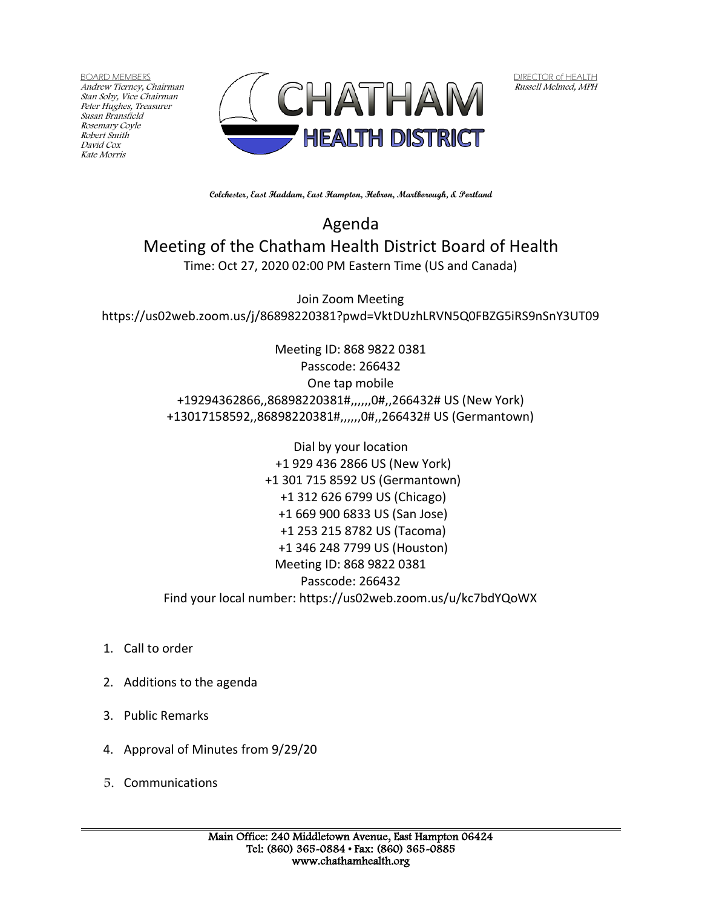BOARD MEMBERS
*Andrew Tierney, Chairman*
*Stan Soby, Vice Chairman*
*Peter Hughes, Treasurer*
*Susan Bransfield*
*Rosemary Coyle*
*Robert Smith*
*David Cox*
*Kate Morris*

DIRECTOR of HEALTH
*Russell Melmed, MPH*

CHATHAM HEALTH DISTRICT

**Colchester, East Haddam, East Hampton, Hebron, Marlborough, & Portland**

# Agenda
## Meeting of the Chatham Health District Board of Health

Time: Oct 27, 2020 02:00 PM Eastern Time (US and Canada)

Join Zoom Meeting
https://us02web.zoom.us/j/86898220381?pwd=VktDUzhLRVN5Q0FBZG5iRS9nSnY3UT09

Meeting ID: 868 9822 0381
Passcode: 266432
One tap mobile
+19294362866,,86898220381#,,,,,,0#,,266432# US (New York)
+13017158592,,86898220381#,,,,,,0#,,266432# US (Germantown)

Dial by your location
+1 929 436 2866 US (New York)
+1 301 715 8592 US (Germantown)
+1 312 626 6799 US (Chicago)
+1 669 900 6833 US (San Jose)
+1 253 215 8782 US (Tacoma)
+1 346 248 7799 US (Houston)
Meeting ID: 868 9822 0381
Passcode: 266432
Find your local number: https://us02web.zoom.us/u/kc7bdYQoWX

1. Call to order
2. Additions to the agenda
3. Public Remarks
4. Approval of Minutes from 9/29/20
5. Communications

Main Office: 240 Middletown Avenue, East Hampton 06424
Tel: (860) 365-0884 • Fax: (860) 365-0885
www.chathamhealth.org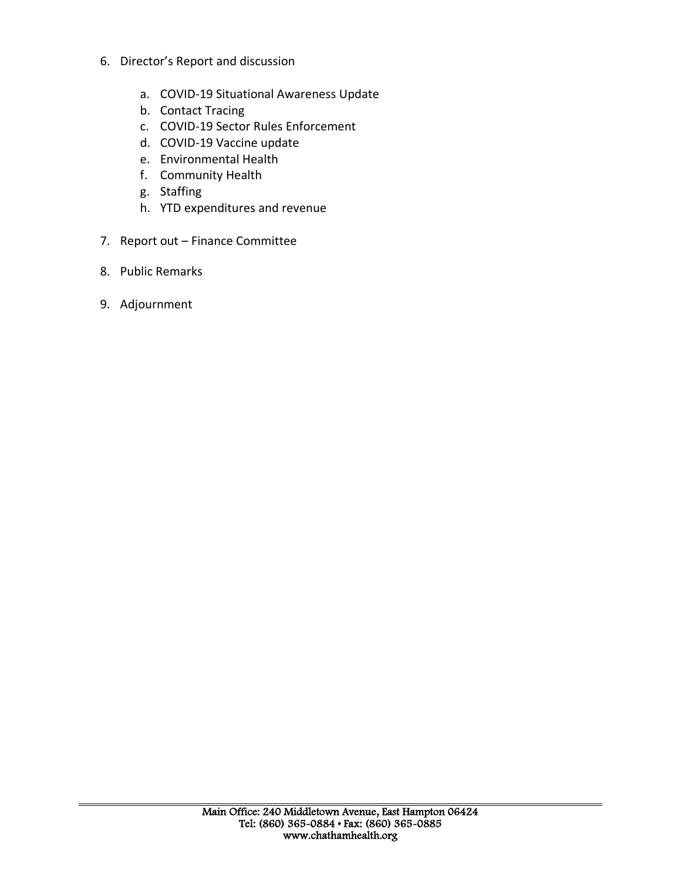6. Director's Report and discussion

    a. COVID-19 Situational Awareness Update
    b. Contact Tracing
    c. COVID-19 Sector Rules Enforcement
    d. COVID-19 Vaccine update
    e. Environmental Health
    f. Community Health
    g. Staffing
    h. YTD expenditures and revenue

7. Report out – Finance Committee

8. Public Remarks

9. Adjournment

Main Office: 240 Middletown Avenue, East Hampton 06424
Tel: (860) 365-0884 • Fax: (860) 365-0885
www.chathamhealth.org